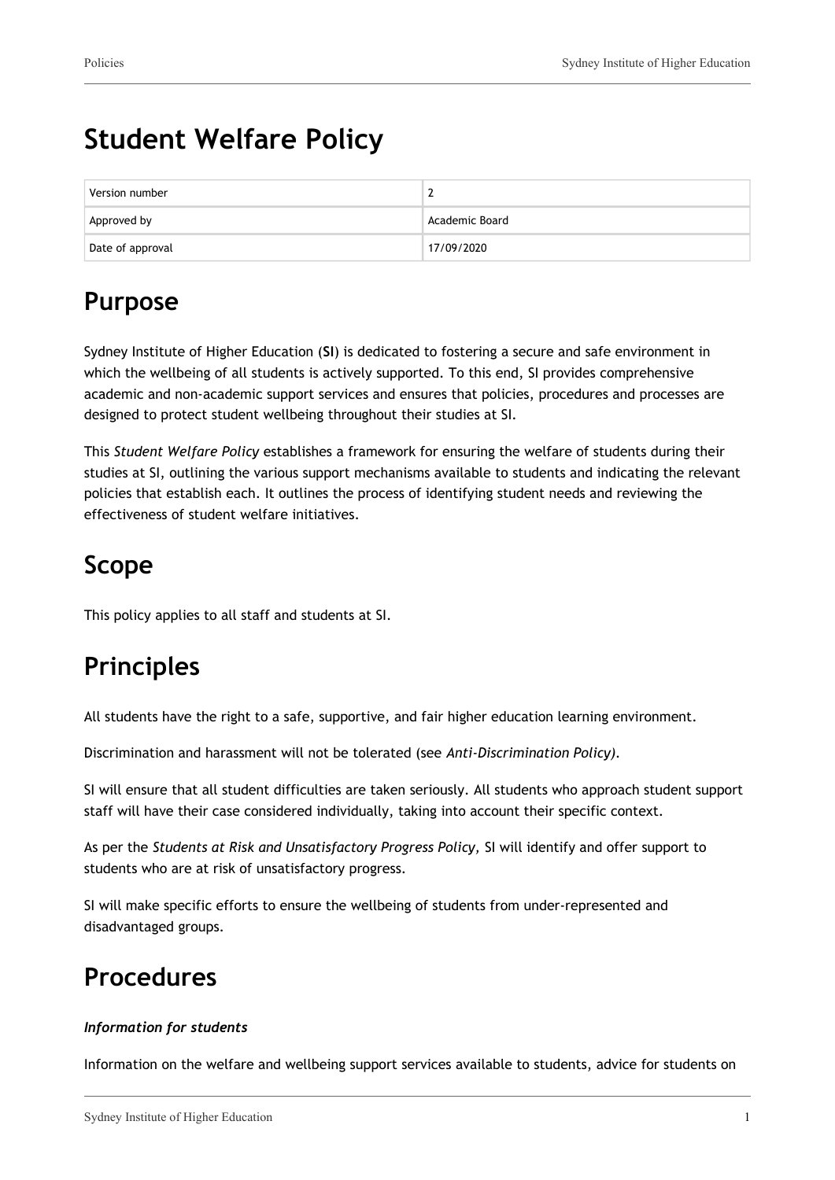# Student Welfare Policy

| Version number | 2 |
|---|---|
| Approved by | Academic Board |
| Date of approval | 17/09/2020 |

## Purpose

Sydney Institute of Higher Education (**SI**) is dedicated to fostering a secure and safe environment in which the wellbeing of all students is actively supported. To this end, SI provides comprehensive academic and non-academic support services and ensures that policies, procedures and processes are designed to protect student wellbeing throughout their studies at SI.

This *Student Welfare Policy* establishes a framework for ensuring the welfare of students during their studies at SI, outlining the various support mechanisms available to students and indicating the relevant policies that establish each. It outlines the process of identifying student needs and reviewing the effectiveness of student welfare initiatives.

## Scope

This policy applies to all staff and students at SI.

## Principles

All students have the right to a safe, supportive, and fair higher education learning environment.

Discrimination and harassment will not be tolerated (see *Anti-Discrimination Policy)*.

SI will ensure that all student difficulties are taken seriously. All students who approach student support staff will have their case considered individually, taking into account their specific context.

As per the *Students at Risk and Unsatisfactory Progress Policy,* SI will identify and offer support to students who are at risk of unsatisfactory progress.

SI will make specific efforts to ensure the wellbeing of students from under-represented and disadvantaged groups.

## Procedures

#### *Information for students*

Information on the welfare and wellbeing support services available to students, advice for students on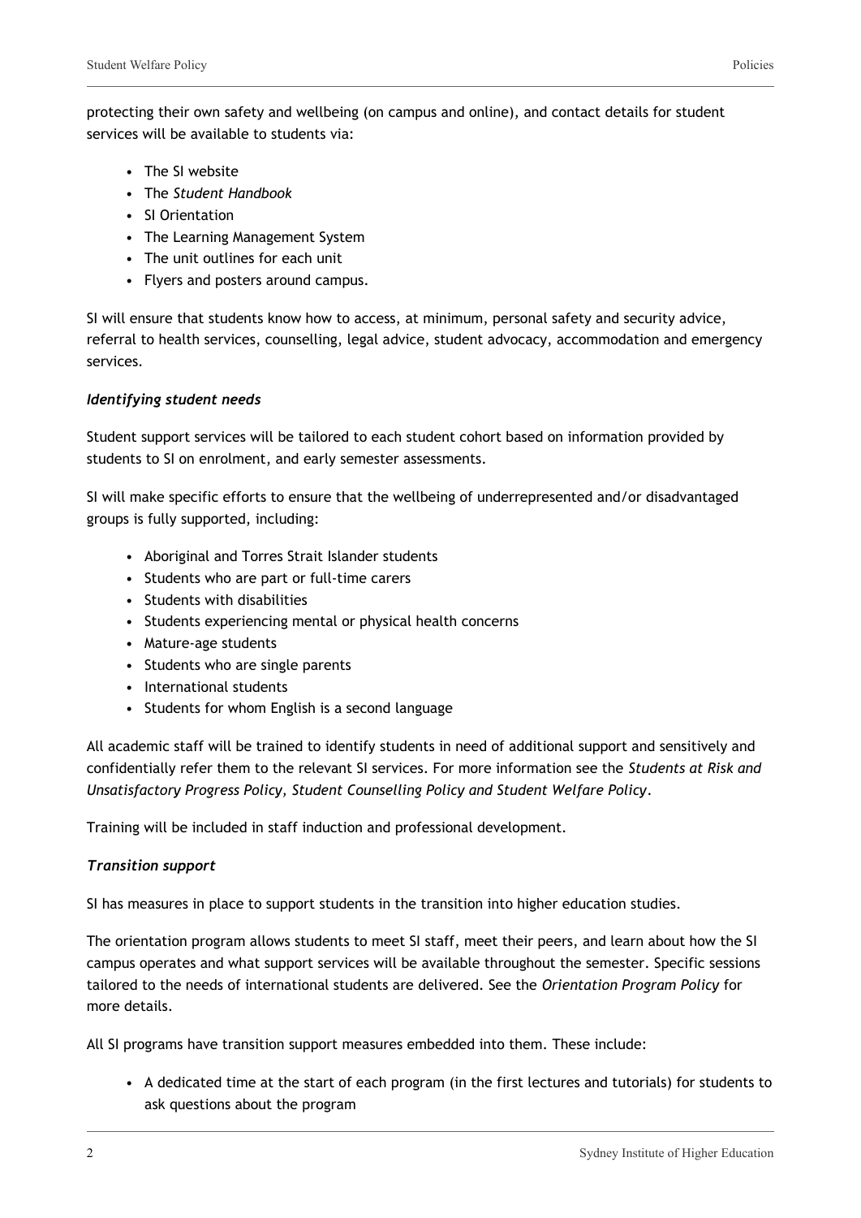protecting their own safety and wellbeing (on campus and online), and contact details for student services will be available to students via:

- The SI website
- The *Student Handbook*
- SI Orientation
- The Learning Management System
- The unit outlines for each unit
- Flyers and posters around campus.

SI will ensure that students know how to access, at minimum, personal safety and security advice, referral to health services, counselling, legal advice, student advocacy, accommodation and emergency services.

***Identifying student needs***

Student support services will be tailored to each student cohort based on information provided by students to SI on enrolment, and early semester assessments.

SI will make specific efforts to ensure that the wellbeing of underrepresented and/or disadvantaged groups is fully supported, including:

- Aboriginal and Torres Strait Islander students
- Students who are part or full-time carers
- Students with disabilities
- Students experiencing mental or physical health concerns
- Mature-age students
- Students who are single parents
- International students
- Students for whom English is a second language

All academic staff will be trained to identify students in need of additional support and sensitively and confidentially refer them to the relevant SI services. For more information see the *Students at Risk and Unsatisfactory Progress Policy, Student Counselling Policy and Student Welfare Policy*.

Training will be included in staff induction and professional development.

***Transition support***

SI has measures in place to support students in the transition into higher education studies.

The orientation program allows students to meet SI staff, meet their peers, and learn about how the SI campus operates and what support services will be available throughout the semester. Specific sessions tailored to the needs of international students are delivered. See the *Orientation Program Policy* for more details.

All SI programs have transition support measures embedded into them. These include:

- A dedicated time at the start of each program (in the first lectures and tutorials) for students to ask questions about the program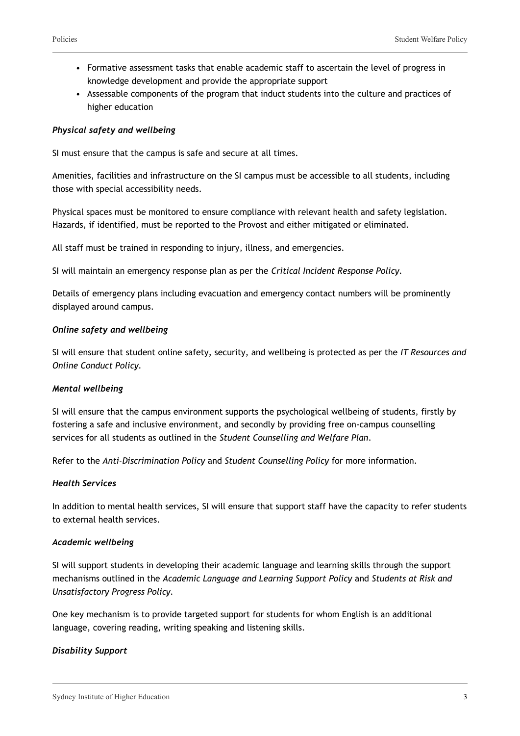- Formative assessment tasks that enable academic staff to ascertain the level of progress in knowledge development and provide the appropriate support
- Assessable components of the program that induct students into the culture and practices of higher education

***Physical safety and wellbeing***

SI must ensure that the campus is safe and secure at all times.

Amenities, facilities and infrastructure on the SI campus must be accessible to all students, including those with special accessibility needs.

Physical spaces must be monitored to ensure compliance with relevant health and safety legislation. Hazards, if identified, must be reported to the Provost and either mitigated or eliminated.

All staff must be trained in responding to injury, illness, and emergencies.

SI will maintain an emergency response plan as per the *Critical Incident Response Policy*.

Details of emergency plans including evacuation and emergency contact numbers will be prominently displayed around campus.

***Online safety and wellbeing***

SI will ensure that student online safety, security, and wellbeing is protected as per the *IT Resources and Online Conduct Policy*.

***Mental wellbeing***

SI will ensure that the campus environment supports the psychological wellbeing of students, firstly by fostering a safe and inclusive environment, and secondly by providing free on-campus counselling services for all students as outlined in the *Student Counselling and Welfare Plan*.

Refer to the *Anti-Discrimination Policy* and *Student Counselling Policy* for more information.

***Health Services***

In addition to mental health services, SI will ensure that support staff have the capacity to refer students to external health services.

***Academic wellbeing***

SI will support students in developing their academic language and learning skills through the support mechanisms outlined in the *Academic Language and Learning Support Policy* and *Students at Risk and Unsatisfactory Progress Policy*.

One key mechanism is to provide targeted support for students for whom English is an additional language, covering reading, writing speaking and listening skills.

***Disability Support***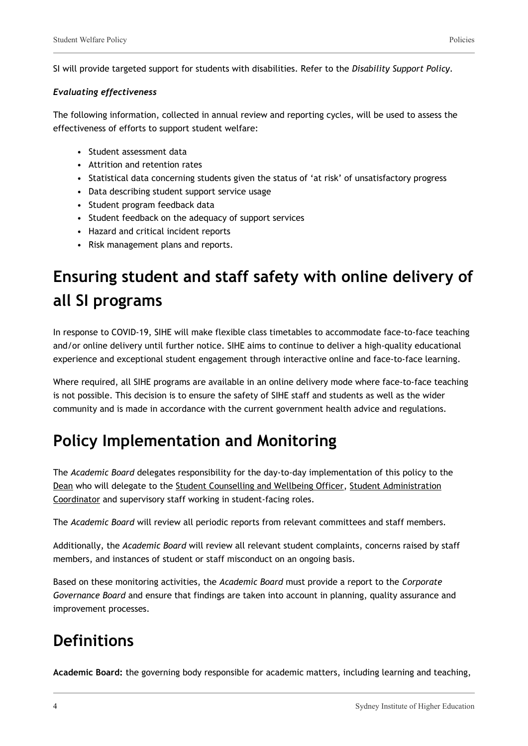SI will provide targeted support for students with disabilities. Refer to the *Disability Support Policy*.

***Evaluating effectiveness***

The following information, collected in annual review and reporting cycles, will be used to assess the effectiveness of efforts to support student welfare:

- Student assessment data
- Attrition and retention rates
- Statistical data concerning students given the status of 'at risk' of unsatisfactory progress
- Data describing student support service usage
- Student program feedback data
- Student feedback on the adequacy of support services
- Hazard and critical incident reports
- Risk management plans and reports.

# Ensuring student and staff safety with online delivery of all SI programs

In response to COVID-19, SIHE will make flexible class timetables to accommodate face-to-face teaching and/or online delivery until further notice. SIHE aims to continue to deliver a high-quality educational experience and exceptional student engagement through interactive online and face-to-face learning.

Where required, all SIHE programs are available in an online delivery mode where face-to-face teaching is not possible. This decision is to ensure the safety of SIHE staff and students as well as the wider community and is made in accordance with the current government health advice and regulations.

# Policy Implementation and Monitoring

The *Academic Board* delegates responsibility for the day-to-day implementation of this policy to the Dean who will delegate to the Student Counselling and Wellbeing Officer, Student Administration Coordinator and supervisory staff working in student-facing roles.

The *Academic Board* will review all periodic reports from relevant committees and staff members.

Additionally, the *Academic Board* will review all relevant student complaints, concerns raised by staff members, and instances of student or staff misconduct on an ongoing basis.

Based on these monitoring activities, the *Academic Board* must provide a report to the *Corporate Governance Board* and ensure that findings are taken into account in planning, quality assurance and improvement processes.

# Definitions

**Academic Board:** the governing body responsible for academic matters, including learning and teaching,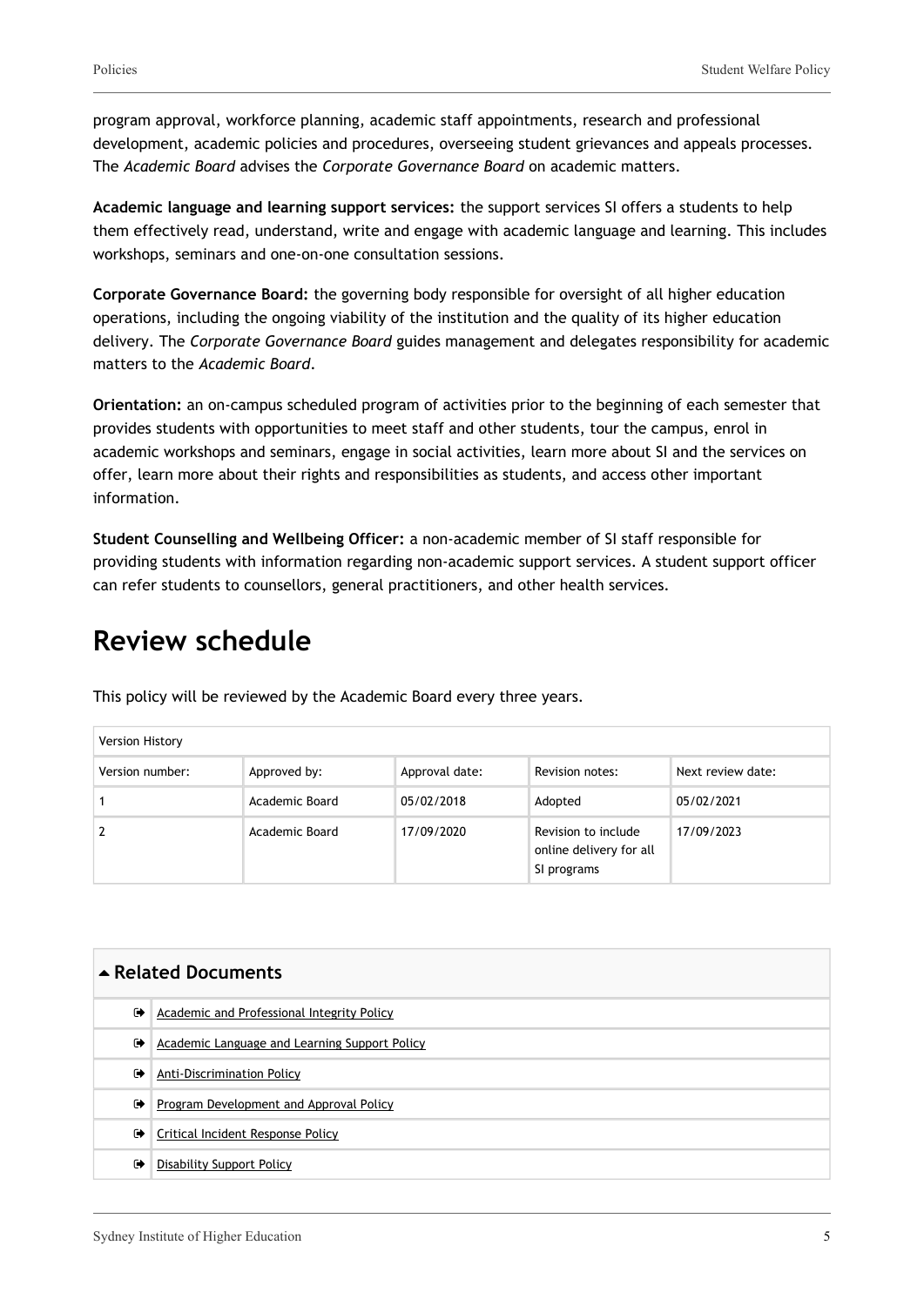program approval, workforce planning, academic staff appointments, research and professional development, academic policies and procedures, overseeing student grievances and appeals processes. The *Academic Board* advises the *Corporate Governance Board* on academic matters.

**Academic language and learning support services:** the support services SI offers a students to help them effectively read, understand, write and engage with academic language and learning. This includes workshops, seminars and one-on-one consultation sessions.

**Corporate Governance Board:** the governing body responsible for oversight of all higher education operations, including the ongoing viability of the institution and the quality of its higher education delivery. The *Corporate Governance Board* guides management and delegates responsibility for academic matters to the *Academic Board*.

**Orientation:** an on-campus scheduled program of activities prior to the beginning of each semester that provides students with opportunities to meet staff and other students, tour the campus, enrol in academic workshops and seminars, engage in social activities, learn more about SI and the services on offer, learn more about their rights and responsibilities as students, and access other important information.

**Student Counselling and Wellbeing Officer:** a non-academic member of SI staff responsible for providing students with information regarding non-academic support services. A student support officer can refer students to counsellors, general practitioners, and other health services.

# Review schedule

This policy will be reviewed by the Academic Board every three years.

| Version History | | | | |
|---|---|---|---|---|
| Version number: | Approved by: | Approval date: | Revision notes: | Next review date: |
| 1 | Academic Board | 05/02/2018 | Adopted | 05/02/2021 |
| 2 | Academic Board | 17/09/2020 | Revision to include online delivery for all SI programs | 17/09/2023 |

## Related Documents

- Academic and Professional Integrity Policy
- Academic Language and Learning Support Policy
- Anti-Discrimination Policy
- Program Development and Approval Policy
- Critical Incident Response Policy
- Disability Support Policy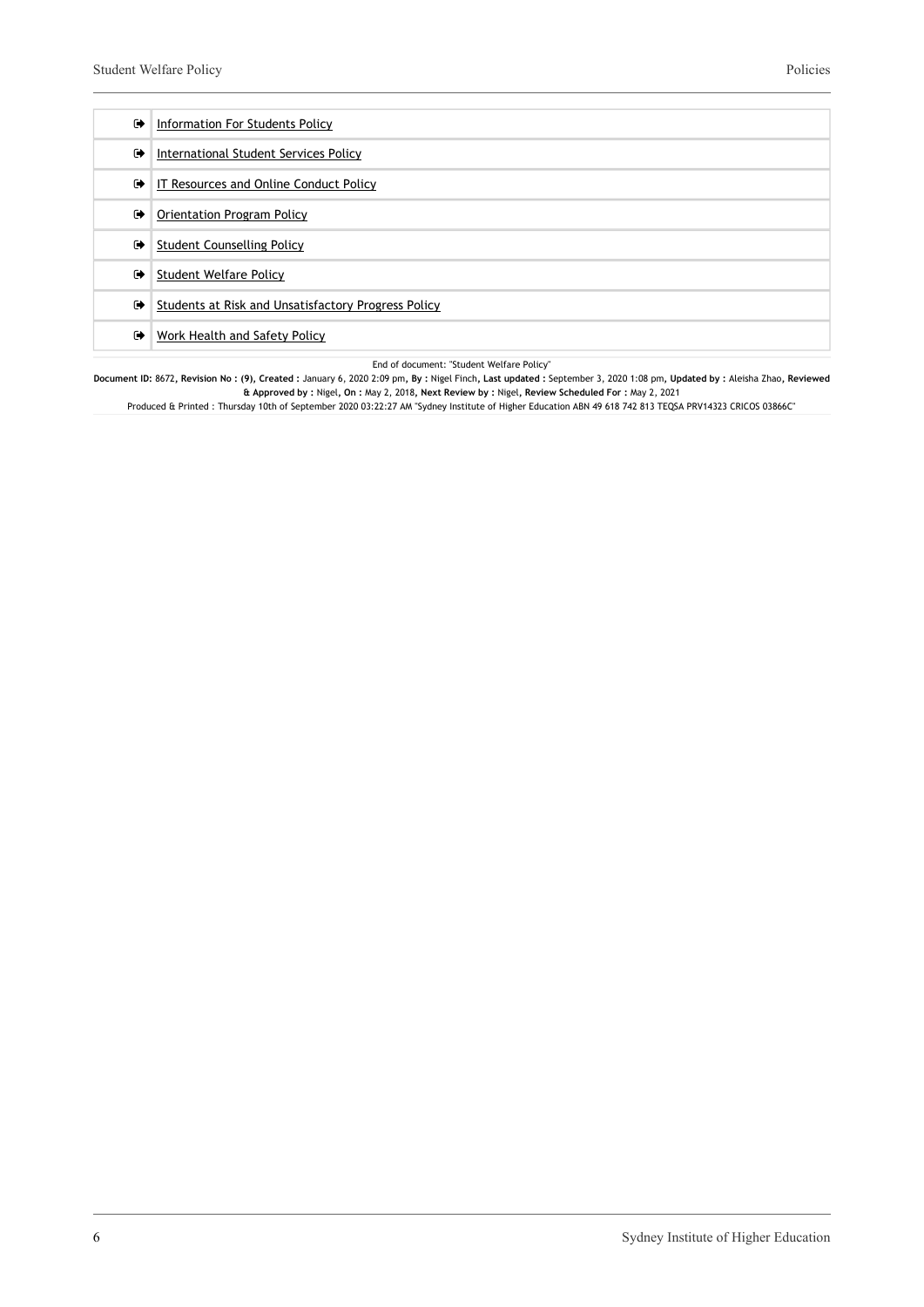| | |
|---|---|
| ➨ | Information For Students Policy |
| ➨ | International Student Services Policy |
| ➨ | IT Resources and Online Conduct Policy |
| ➨ | Orientation Program Policy |
| ➨ | Student Counselling Policy |
| ➨ | Student Welfare Policy |
| ➨ | Students at Risk and Unsatisfactory Progress Policy |
| ➨ | Work Health and Safety Policy |

End of document: "Student Welfare Policy"

**Document ID:** 8672, **Revision No : (9)**, **Created :** January 6, 2020 2:09 pm, **By :** Nigel Finch, **Last updated :** September 3, 2020 1:08 pm, **Updated by :** Aleisha Zhao, **Reviewed & Approved by :** Nigel, **On :** May 2, 2018, **Next Review by :** Nigel, **Review Scheduled For :** May 2, 2021

Produced & Printed : Thursday 10th of September 2020 03:22:27 AM "Sydney Institute of Higher Education ABN 49 618 742 813 TEQSA PRV14323 CRICOS 03866C"